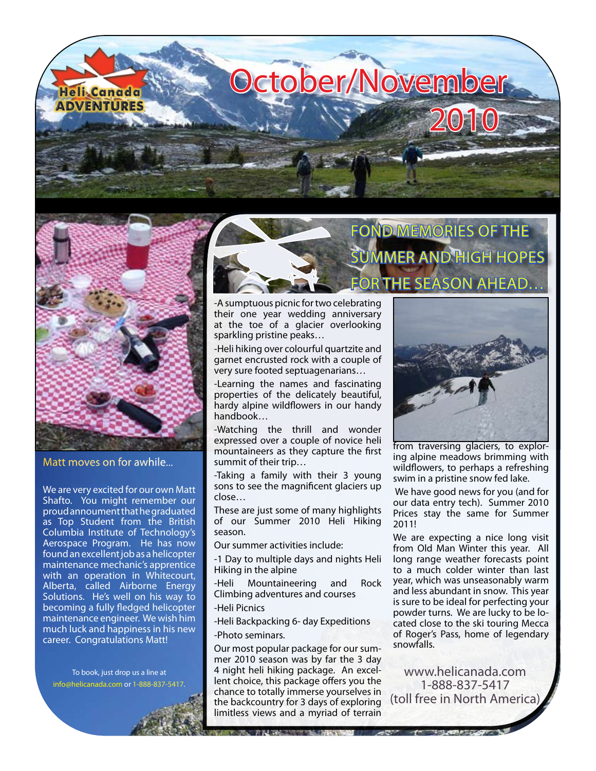Heli Canada ADVENTURES

# October/November 2010

## FOND MEMORIES OF THE SUMMER AND HIGH HOPES FOR THE SEASON AHEAD…

-A sumptuous picnic for two celebrating their one year wedding anniversary at the toe of a glacier overlooking sparkling pristine peaks…

-Heli hiking over colourful quartzite and garnet encrusted rock with a couple of very sure footed septuagenarians…

-Learning the names and fascinating properties of the delicately beautiful, hardy alpine wildflowers in our handy handbook…

-Watching the thrill and wonder expressed over a couple of novice heli mountaineers as they capture the first summit of their trip…

-Taking a family with their 3 young sons to see the magnificent glaciers up close…

These are just some of many highlights of our Summer 2010 Heli Hiking season.

Our summer activities include:

-1 Day to multiple days and nights Heli Hiking in the alpine

-Heli Mountaineering and Rock Climbing adventures and courses

-Heli Picnics

-Heli Backpacking 6- day Expeditions

-Photo seminars.

Our most popular package for our summer 2010 season was by far the 3 day 4 night heli hiking package. An excellent choice, this package offers you the chance to totally immerse yourselves in the backcountry for 3 days of exploring limitless views and a myriad of terrain from traversing glaciers, to exploring alpine meadows brimming with wildflowers, to perhaps a refreshing swim in a pristine snow fed lake.

We have good news for you (and for our data entry tech). Summer 2010 Prices stay the same for Summer 2011!

We are expecting a nice long visit from Old Man Winter this year. All long range weather forecasts point to a much colder winter than last year, which was unseasonably warm and less abundant in snow. This year is sure to be ideal for perfecting your powder turns. We are lucky to be located close to the ski touring Mecca of Roger's Pass, home of legendary snowfalls.

www.helicanada.com
1-888-837-5417
(toll free in North America)

### Matt moves on for awhile...

We are very excited for our own Matt Shafto. You might remember our proud announment that he graduated as Top Student from the British Columbia Institute of Technology's Aerospace Program. He has now found an excellent job as a helicopter maintenance mechanic's apprentice with an operation in Whitecourt, Alberta, called Airborne Energy Solutions. He's well on his way to becoming a fully fledged helicopter maintenance engineer. We wish him much luck and happiness in his new career. Congratulations Matt!

To book, just drop us a line at info@helicanada.com or 1-888-837-5417.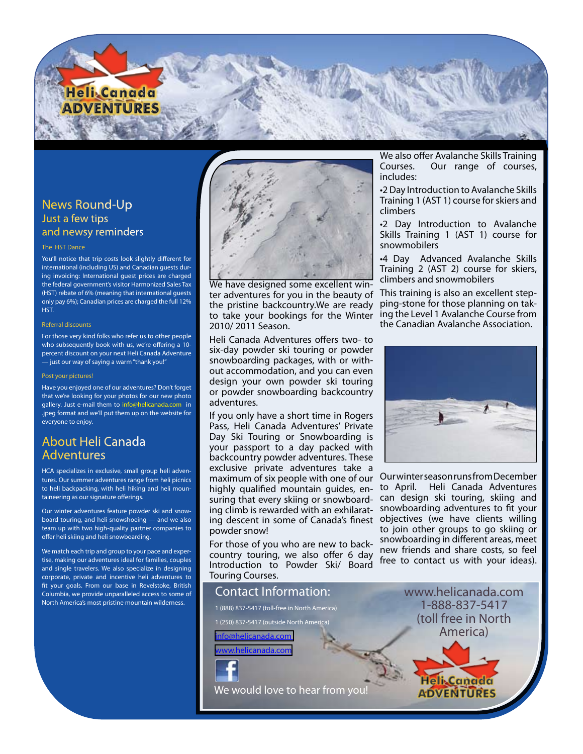Heli Canada ADVENTURES

## News Round-Up

### Just a few tips and newsy reminders

#### The HST Dance

You'll notice that trip costs look slightly different for international (including US) and Canadian guests during invoicing: International guest prices are charged the federal government's visitor Harmonized Sales Tax (HST) rebate of 6% (meaning that international guests only pay 6%); Canadian prices are charged the full 12% HST.

#### Referral discounts

For those very kind folks who refer us to other people who subsequently book with us, we're offering a 10-percent discount on your next Heli Canada Adventure — just our way of saying a warm "thank you!"

#### Post your pictures!

Have you enjoyed one of our adventures? Don't forget that we're looking for your photos for our new photo gallery. Just e-mail them to info@helicanada.com in .jpeg format and we'll put them up on the website for everyone to enjoy.

## About Heli Canada Adventures

HCA specializes in exclusive, small group heli adventures. Our summer adventures range from heli picnics to heli backpacking, with heli hiking and heli mountaineering as our signature offerings.

Our winter adventures feature powder ski and snowboard touring, and heli snowshoeing — and we also team up with two high-quality partner companies to offer heli skiing and heli snowboarding.

We match each trip and group to your pace and expertise, making our adventures ideal for families, couples and single travelers. We also specialize in designing corporate, private and incentive heli adventures to fit your goals. From our base in Revelstoke, British Columbia, we provide unparalleled access to some of North America's most pristine mountain wilderness.

We have designed some excellent winter adventures for you in the beauty of the pristine backcountry.We are ready to take your bookings for the Winter 2010/ 2011 Season.

Heli Canada Adventures offers two- to six-day powder ski touring or powder snowboarding packages, with or without accommodation, and you can even design your own powder ski touring or powder snowboarding backcountry adventures.

If you only have a short time in Rogers Pass, Heli Canada Adventures' Private Day Ski Touring or Snowboarding is your passport to a day packed with backcountry powder adventures. These exclusive private adventures take a maximum of six people with one of our highly qualified mountain guides, ensuring that every skiing or snowboarding climb is rewarded with an exhilarating descent in some of Canada's finest powder snow!

For those of you who are new to backcountry touring, we also offer 6 day Introduction to Powder Ski/ Board Touring Courses.

We also offer Avalanche Skills Training Courses. Our range of courses, includes:

- 2 Day Introduction to Avalanche Skills Training 1 (AST 1) course for skiers and climbers
- 2 Day Introduction to Avalanche Skills Training 1 (AST 1) course for snowmobilers
- 4 Day Advanced Avalanche Skills Training 2 (AST 2) course for skiers, climbers and snowmobilers

This training is also an excellent stepping-stone for those planning on taking the Level 1 Avalanche Course from the Canadian Avalanche Association.

Our winter season runs from December to April. Heli Canada Adventures can design ski touring, skiing and snowboarding adventures to fit your objectives (we have clients willing to join other groups to go skiing or snowboarding in different areas, meet new friends and share costs, so feel free to contact us with your ideas).

## Contact Information:

1 (888) 837-5417 (toll-free in North America)

1 (250) 837-5417 (outside North America)

info@helicanada.com

www.helicanada.com

We would love to hear from you!

www.helicanada.com
1-888-837-5417
(toll free in North America)

Heli Canada ADVENTURES